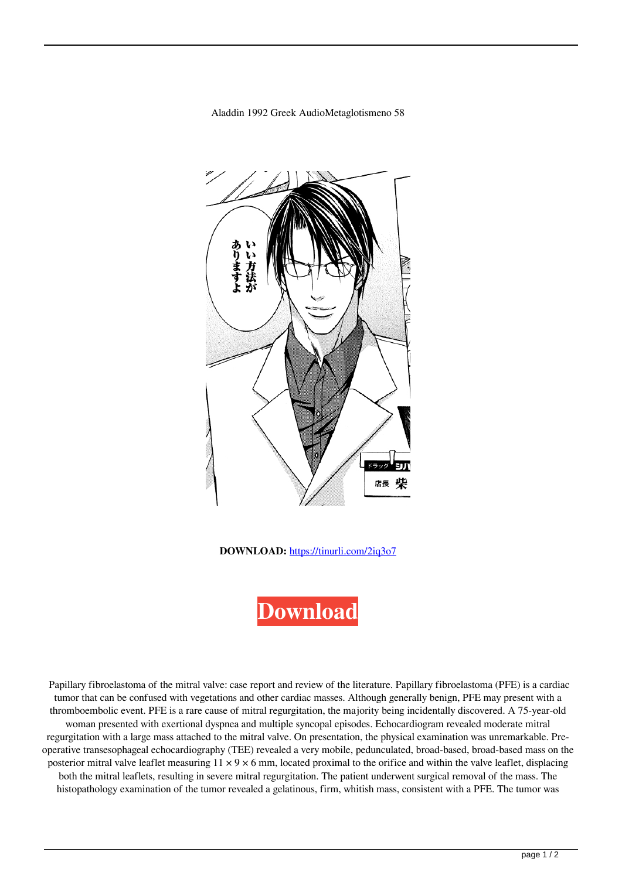Aladdin 1992 Greek AudioMetaglotismeno 58

**DOWNLOAD:** https://tinurli.com/2iq3o7

Download

Papillary fibroelastoma of the mitral valve: case report and review of the literature. Papillary fibroelastoma (PFE) is a cardiac tumor that can be confused with vegetations and other cardiac masses. Although generally benign, PFE may present with a thromboembolic event. PFE is a rare cause of mitral regurgitation, the majority being incidentally discovered. A 75-year-old woman presented with exertional dyspnea and multiple syncopal episodes. Echocardiogram revealed moderate mitral regurgitation with a large mass attached to the mitral valve. On presentation, the physical examination was unremarkable. Pre-operative transesophageal echocardiography (TEE) revealed a very mobile, pedunculated, broad-based, broad-based mass on the posterior mitral valve leaflet measuring 11 × 9 × 6 mm, located proximal to the orifice and within the valve leaflet, displacing both the mitral leaflets, resulting in severe mitral regurgitation. The patient underwent surgical removal of the mass. The histopathology examination of the tumor revealed a gelatinous, firm, whitish mass, consistent with a PFE. The tumor was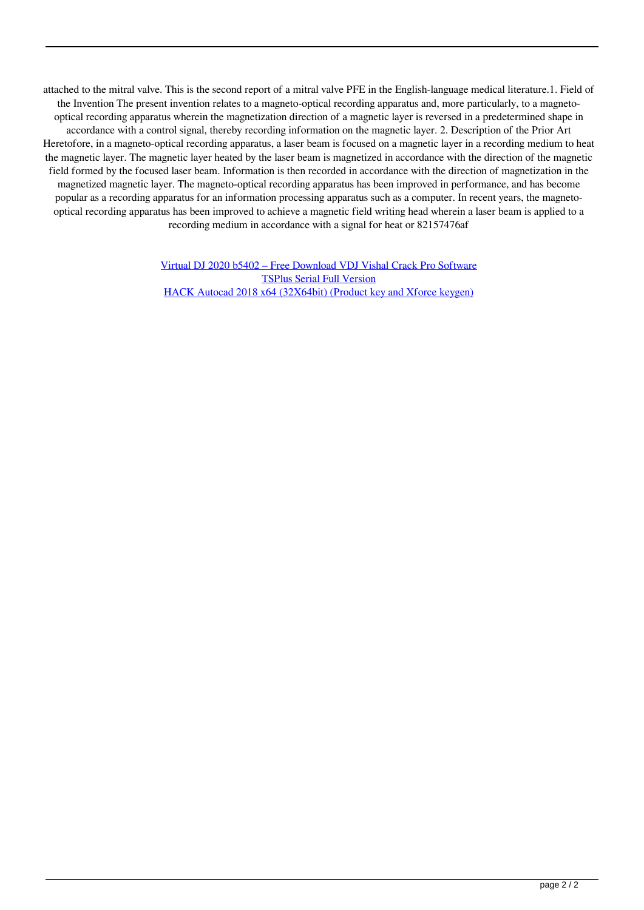attached to the mitral valve. This is the second report of a mitral valve PFE in the English-language medical literature.1. Field of the Invention The present invention relates to a magneto-optical recording apparatus and, more particularly, to a magneto-optical recording apparatus wherein the magnetization direction of a magnetic layer is reversed in a predetermined shape in accordance with a control signal, thereby recording information on the magnetic layer. 2. Description of the Prior Art Heretofore, in a magneto-optical recording apparatus, a laser beam is focused on a magnetic layer in a recording medium to heat the magnetic layer. The magnetic layer heated by the laser beam is magnetized in accordance with the direction of the magnetic field formed by the focused laser beam. Information is then recorded in accordance with the direction of magnetization in the magnetized magnetic layer. The magneto-optical recording apparatus has been improved in performance, and has become popular as a recording apparatus for an information processing apparatus such as a computer. In recent years, the magneto-optical recording apparatus has been improved to achieve a magnetic field writing head wherein a laser beam is applied to a recording medium in accordance with a signal for heat or 82157476af

Virtual DJ 2020 b5402 – Free Download VDJ Vishal Crack Pro Software
TSPlus Serial Full Version
HACK Autocad 2018 x64 (32X64bit) (Product key and Xforce keygen)